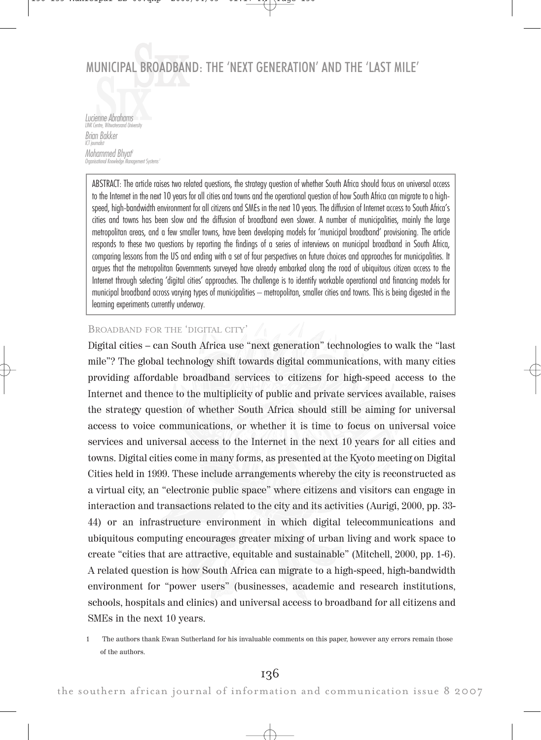# MUNICIPAL BROADBAND: THE 'NEXT GENERATION' AND THE 'LAST MILE'

*Lucienne Abrahams*
*LINK Centre, Witwatersrand University*

*Brian Bakker*
*ICT journalist*

*Mohammed Bhyat*[1]
*Organisational Knowledge Management Systems*

ABSTRACT: The article raises two related questions, the strategy question of whether South Africa should focus on universal access to the Internet in the next 10 years for all cities and towns and the operational question of how South Africa can migrate to a high-speed, high-bandwidth environment for all citizens and SMEs in the next 10 years. The diffusion of Internet access to South Africa's cities and towns has been slow and the diffusion of broadband even slower. A number of municipalities, mainly the large metropolitan areas, and a few smaller towns, have been developing models for 'municipal broadband' provisioning. The article responds to these two questions by reporting the findings of a series of interviews on municipal broadband in South Africa, comparing lessons from the US and ending with a set of four perspectives on future choices and approaches for municipalities. It argues that the metropolitan Governments surveyed have already embarked along the road of ubiquitous citizen access to the Internet through selecting 'digital cities' approaches. The challenge is to identify workable operational and financing models for municipal broadband across varying types of municipalities – metropolitan, smaller cities and towns. This is being digested in the learning experiments currently underway.

## BROADBAND FOR THE 'DIGITAL CITY'

Digital cities – can South Africa use "next generation" technologies to walk the "last mile"? The global technology shift towards digital communications, with many cities providing affordable broadband services to citizens for high-speed access to the Internet and thence to the multiplicity of public and private services available, raises the strategy question of whether South Africa should still be aiming for universal access to voice communications, or whether it is time to focus on universal voice services and universal access to the Internet in the next 10 years for all cities and towns. Digital cities come in many forms, as presented at the Kyoto meeting on Digital Cities held in 1999. These include arrangements whereby the city is reconstructed as a virtual city, an "electronic public space" where citizens and visitors can engage in interaction and transactions related to the city and its activities (Aurigi, 2000, pp. 33-44) or an infrastructure environment in which digital telecommunications and ubiquitous computing encourages greater mixing of urban living and work space to create "cities that are attractive, equitable and sustainable" (Mitchell, 2000, pp. 1-6). A related question is how South Africa can migrate to a high-speed, high-bandwidth environment for "power users" (businesses, academic and research institutions, schools, hospitals and clinics) and universal access to broadband for all citizens and SMEs in the next 10 years.

1 The authors thank Ewan Sutherland for his invaluable comments on this paper, however any errors remain those of the authors.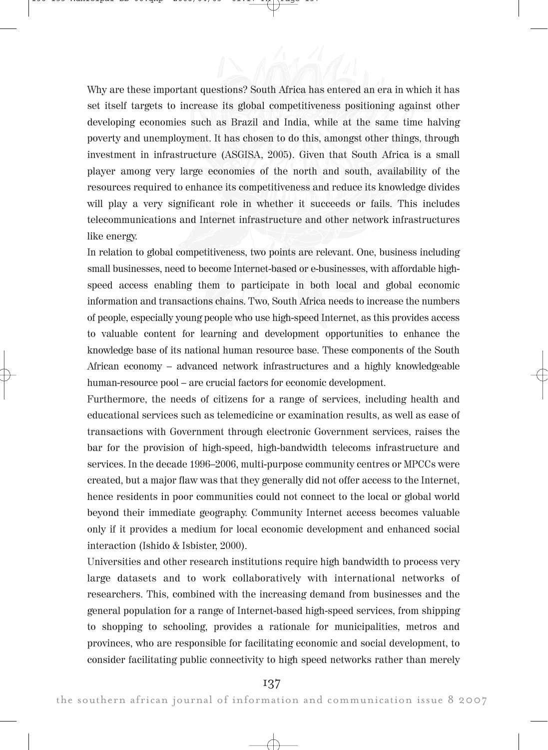Why are these important questions? South Africa has entered an era in which it has set itself targets to increase its global competitiveness positioning against other developing economies such as Brazil and India, while at the same time halving poverty and unemployment. It has chosen to do this, amongst other things, through investment in infrastructure (ASGISA, 2005). Given that South Africa is a small player among very large economies of the north and south, availability of the resources required to enhance its competitiveness and reduce its knowledge divides will play a very significant role in whether it succeeds or fails. This includes telecommunications and Internet infrastructure and other network infrastructures like energy.

In relation to global competitiveness, two points are relevant. One, business including small businesses, need to become Internet-based or e-businesses, with affordable high-speed access enabling them to participate in both local and global economic information and transactions chains. Two, South Africa needs to increase the numbers of people, especially young people who use high-speed Internet, as this provides access to valuable content for learning and development opportunities to enhance the knowledge base of its national human resource base. These components of the South African economy – advanced network infrastructures and a highly knowledgeable human-resource pool – are crucial factors for economic development.

Furthermore, the needs of citizens for a range of services, including health and educational services such as telemedicine or examination results, as well as ease of transactions with Government through electronic Government services, raises the bar for the provision of high-speed, high-bandwidth telecoms infrastructure and services. In the decade 1996–2006, multi-purpose community centres or MPCCs were created, but a major flaw was that they generally did not offer access to the Internet, hence residents in poor communities could not connect to the local or global world beyond their immediate geography. Community Internet access becomes valuable only if it provides a medium for local economic development and enhanced social interaction (Ishido & Isbister, 2000).

Universities and other research institutions require high bandwidth to process very large datasets and to work collaboratively with international networks of researchers. This, combined with the increasing demand from businesses and the general population for a range of Internet-based high-speed services, from shipping to shopping to schooling, provides a rationale for municipalities, metros and provinces, who are responsible for facilitating economic and social development, to consider facilitating public connectivity to high speed networks rather than merely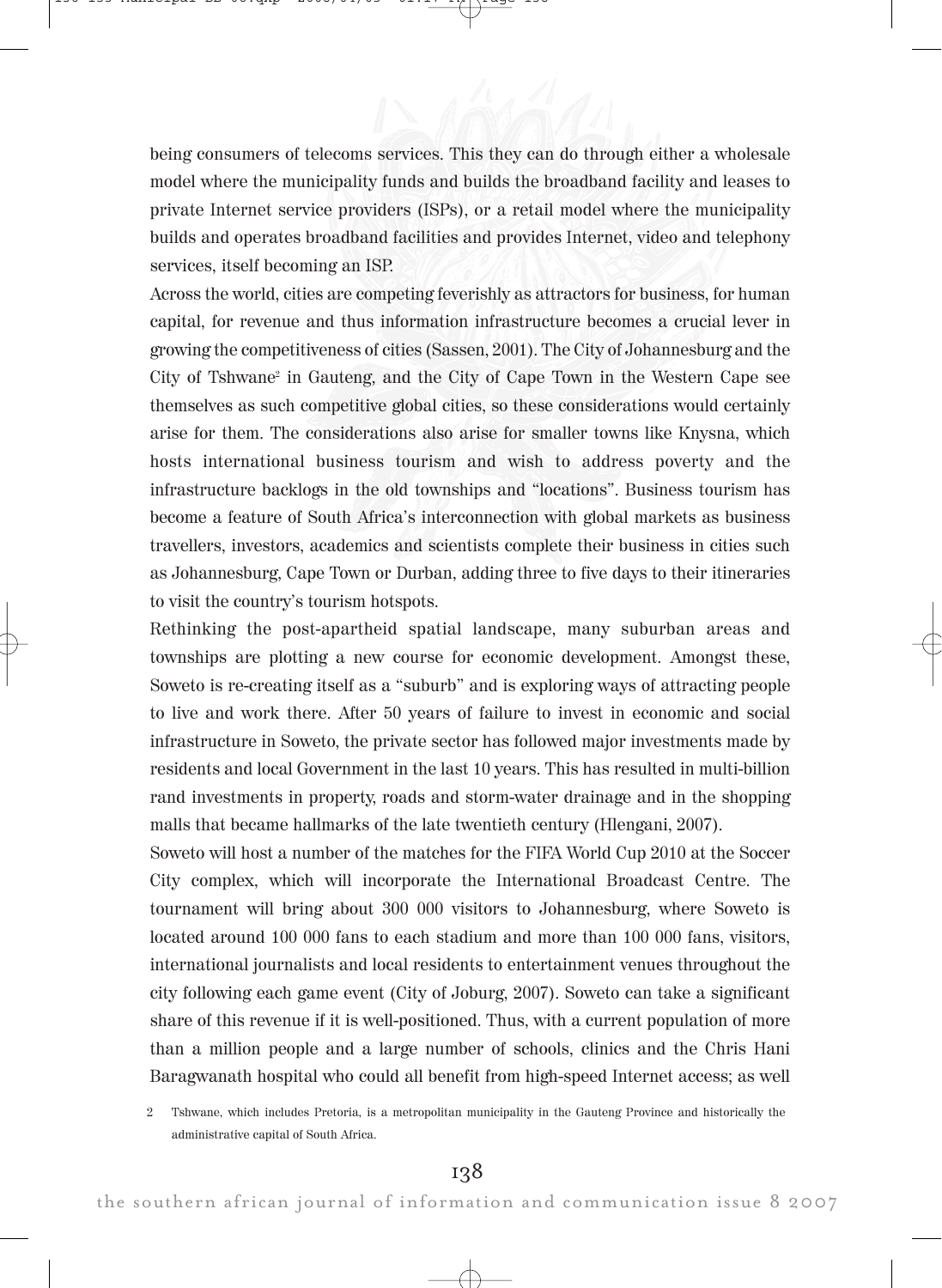being consumers of telecoms services. This they can do through either a wholesale model where the municipality funds and builds the broadband facility and leases to private Internet service providers (ISPs), or a retail model where the municipality builds and operates broadband facilities and provides Internet, video and telephony services, itself becoming an ISP.

Across the world, cities are competing feverishly as attractors for business, for human capital, for revenue and thus information infrastructure becomes a crucial lever in growing the competitiveness of cities (Sassen, 2001). The City of Johannesburg and the City of Tshwane[2] in Gauteng, and the City of Cape Town in the Western Cape see themselves as such competitive global cities, so these considerations would certainly arise for them. The considerations also arise for smaller towns like Knysna, which hosts international business tourism and wish to address poverty and the infrastructure backlogs in the old townships and "locations". Business tourism has become a feature of South Africa's interconnection with global markets as business travellers, investors, academics and scientists complete their business in cities such as Johannesburg, Cape Town or Durban, adding three to five days to their itineraries to visit the country's tourism hotspots.

Rethinking the post-apartheid spatial landscape, many suburban areas and townships are plotting a new course for economic development. Amongst these, Soweto is re-creating itself as a "suburb" and is exploring ways of attracting people to live and work there. After 50 years of failure to invest in economic and social infrastructure in Soweto, the private sector has followed major investments made by residents and local Government in the last 10 years. This has resulted in multi-billion rand investments in property, roads and storm-water drainage and in the shopping malls that became hallmarks of the late twentieth century (Hlengani, 2007).

Soweto will host a number of the matches for the FIFA World Cup 2010 at the Soccer City complex, which will incorporate the International Broadcast Centre. The tournament will bring about 300 000 visitors to Johannesburg, where Soweto is located around 100 000 fans to each stadium and more than 100 000 fans, visitors, international journalists and local residents to entertainment venues throughout the city following each game event (City of Joburg, 2007). Soweto can take a significant share of this revenue if it is well-positioned. Thus, with a current population of more than a million people and a large number of schools, clinics and the Chris Hani Baragwanath hospital who could all benefit from high-speed Internet access; as well

2 Tshwane, which includes Pretoria, is a metropolitan municipality in the Gauteng Province and historically the administrative capital of South Africa.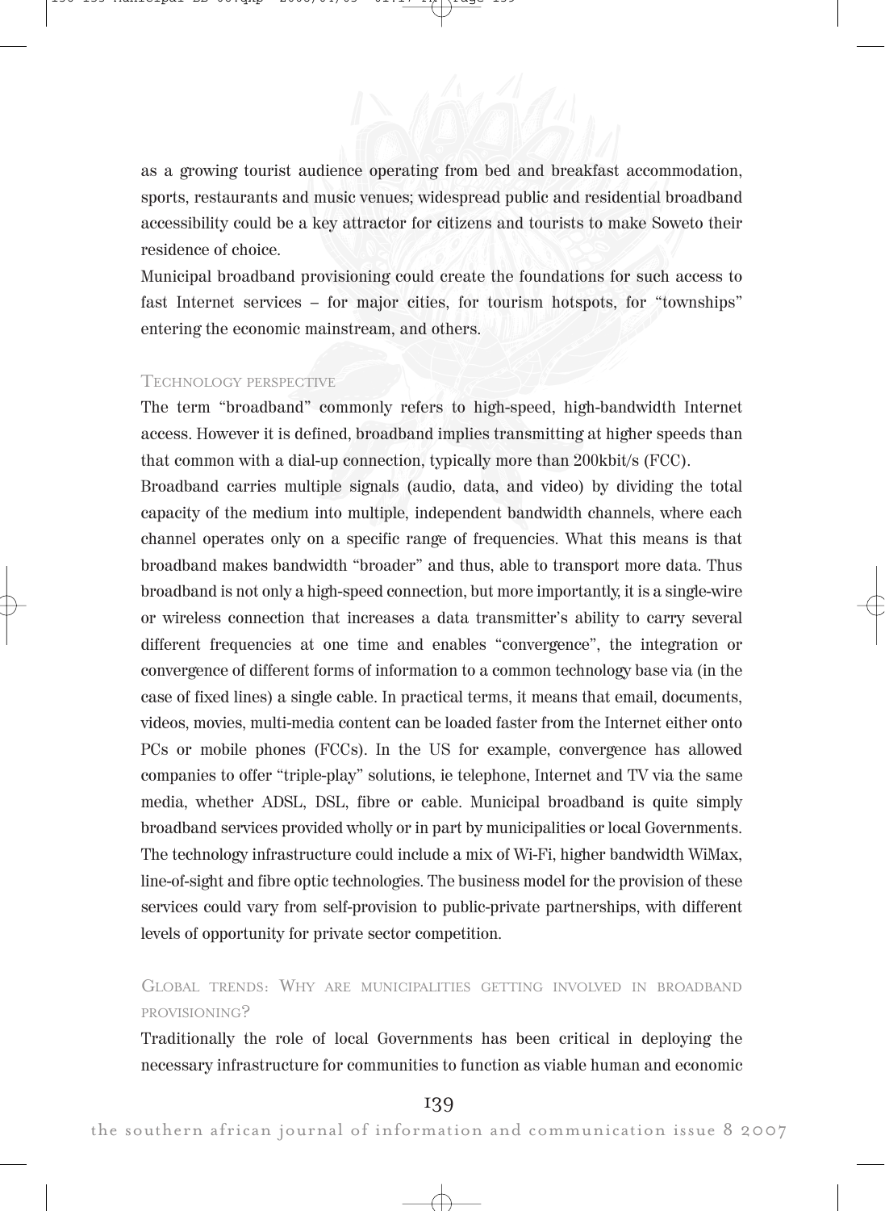as a growing tourist audience operating from bed and breakfast accommodation, sports, restaurants and music venues; widespread public and residential broadband accessibility could be a key attractor for citizens and tourists to make Soweto their residence of choice.

Municipal broadband provisioning could create the foundations for such access to fast Internet services – for major cities, for tourism hotspots, for "townships" entering the economic mainstream, and others.

## Technology perspective

The term "broadband" commonly refers to high-speed, high-bandwidth Internet access. However it is defined, broadband implies transmitting at higher speeds than that common with a dial-up connection, typically more than 200kbit/s (FCC).

Broadband carries multiple signals (audio, data, and video) by dividing the total capacity of the medium into multiple, independent bandwidth channels, where each channel operates only on a specific range of frequencies. What this means is that broadband makes bandwidth "broader" and thus, able to transport more data. Thus broadband is not only a high-speed connection, but more importantly, it is a single-wire or wireless connection that increases a data transmitter's ability to carry several different frequencies at one time and enables "convergence", the integration or convergence of different forms of information to a common technology base via (in the case of fixed lines) a single cable. In practical terms, it means that email, documents, videos, movies, multi-media content can be loaded faster from the Internet either onto PCs or mobile phones (FCCs). In the US for example, convergence has allowed companies to offer "triple-play" solutions, ie telephone, Internet and TV via the same media, whether ADSL, DSL, fibre or cable. Municipal broadband is quite simply broadband services provided wholly or in part by municipalities or local Governments. The technology infrastructure could include a mix of Wi-Fi, higher bandwidth WiMax, line-of-sight and fibre optic technologies. The business model for the provision of these services could vary from self-provision to public-private partnerships, with different levels of opportunity for private sector competition.

## Global trends: Why are municipalities getting involved in broadband provisioning?

Traditionally the role of local Governments has been critical in deploying the necessary infrastructure for communities to function as viable human and economic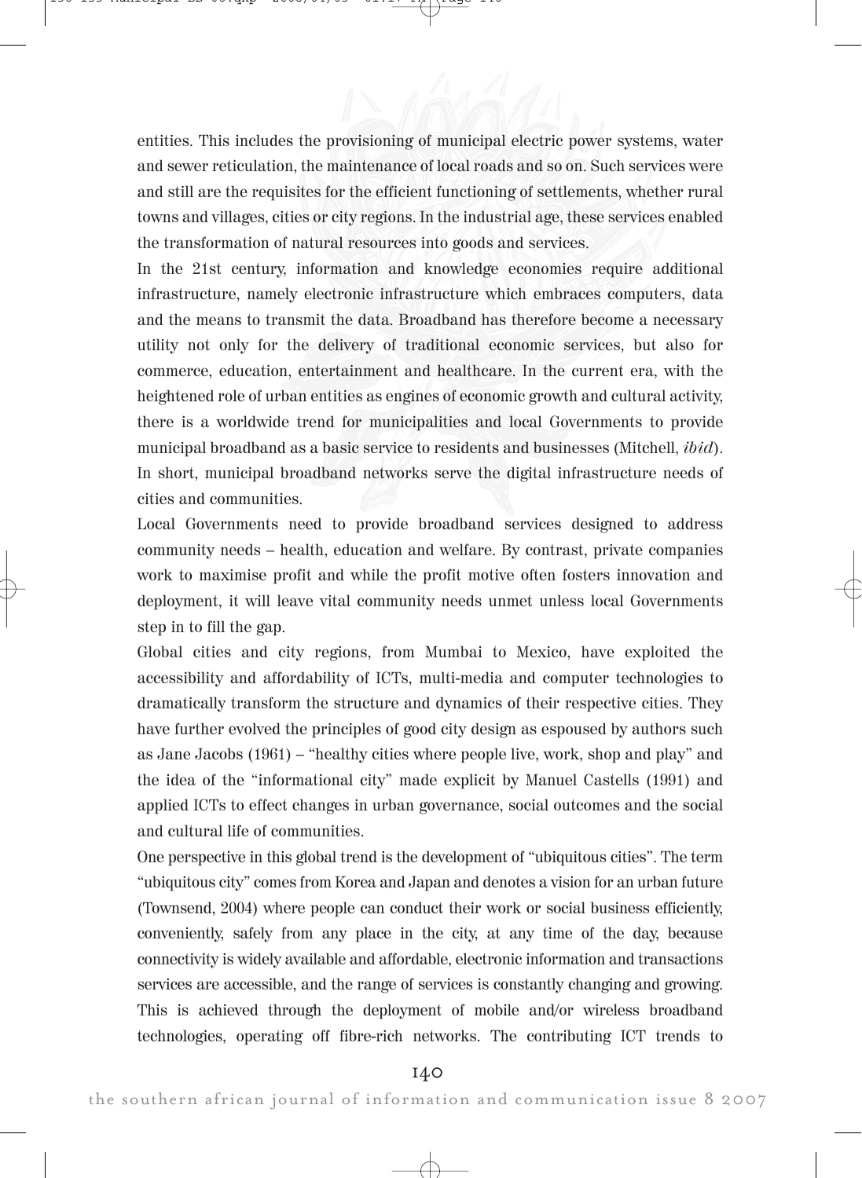entities. This includes the provisioning of municipal electric power systems, water and sewer reticulation, the maintenance of local roads and so on. Such services were and still are the requisites for the efficient functioning of settlements, whether rural towns and villages, cities or city regions. In the industrial age, these services enabled the transformation of natural resources into goods and services.

In the 21st century, information and knowledge economies require additional infrastructure, namely electronic infrastructure which embraces computers, data and the means to transmit the data. Broadband has therefore become a necessary utility not only for the delivery of traditional economic services, but also for commerce, education, entertainment and healthcare. In the current era, with the heightened role of urban entities as engines of economic growth and cultural activity, there is a worldwide trend for municipalities and local Governments to provide municipal broadband as a basic service to residents and businesses (Mitchell, *ibid*). In short, municipal broadband networks serve the digital infrastructure needs of cities and communities.

Local Governments need to provide broadband services designed to address community needs – health, education and welfare. By contrast, private companies work to maximise profit and while the profit motive often fosters innovation and deployment, it will leave vital community needs unmet unless local Governments step in to fill the gap.

Global cities and city regions, from Mumbai to Mexico, have exploited the accessibility and affordability of ICTs, multi-media and computer technologies to dramatically transform the structure and dynamics of their respective cities. They have further evolved the principles of good city design as espoused by authors such as Jane Jacobs (1961) – "healthy cities where people live, work, shop and play" and the idea of the "informational city" made explicit by Manuel Castells (1991) and applied ICTs to effect changes in urban governance, social outcomes and the social and cultural life of communities.

One perspective in this global trend is the development of "ubiquitous cities". The term "ubiquitous city" comes from Korea and Japan and denotes a vision for an urban future (Townsend, 2004) where people can conduct their work or social business efficiently, conveniently, safely from any place in the city, at any time of the day, because connectivity is widely available and affordable, electronic information and transactions services are accessible, and the range of services is constantly changing and growing. This is achieved through the deployment of mobile and/or wireless broadband technologies, operating off fibre-rich networks. The contributing ICT trends to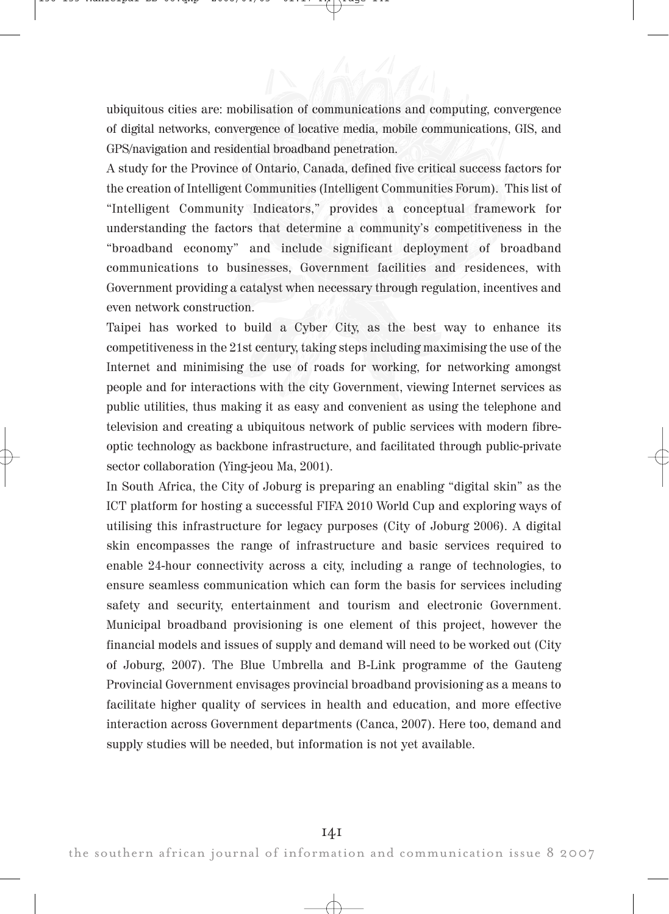ubiquitous cities are: mobilisation of communications and computing, convergence of digital networks, convergence of locative media, mobile communications, GIS, and GPS/navigation and residential broadband penetration.

A study for the Province of Ontario, Canada, defined five critical success factors for the creation of Intelligent Communities (Intelligent Communities Forum). This list of "Intelligent Community Indicators," provides a conceptual framework for understanding the factors that determine a community's competitiveness in the "broadband economy" and include significant deployment of broadband communications to businesses, Government facilities and residences, with Government providing a catalyst when necessary through regulation, incentives and even network construction.

Taipei has worked to build a Cyber City, as the best way to enhance its competitiveness in the 21st century, taking steps including maximising the use of the Internet and minimising the use of roads for working, for networking amongst people and for interactions with the city Government, viewing Internet services as public utilities, thus making it as easy and convenient as using the telephone and television and creating a ubiquitous network of public services with modern fibre-optic technology as backbone infrastructure, and facilitated through public-private sector collaboration (Ying-jeou Ma, 2001).

In South Africa, the City of Joburg is preparing an enabling "digital skin" as the ICT platform for hosting a successful FIFA 2010 World Cup and exploring ways of utilising this infrastructure for legacy purposes (City of Joburg 2006). A digital skin encompasses the range of infrastructure and basic services required to enable 24-hour connectivity across a city, including a range of technologies, to ensure seamless communication which can form the basis for services including safety and security, entertainment and tourism and electronic Government. Municipal broadband provisioning is one element of this project, however the financial models and issues of supply and demand will need to be worked out (City of Joburg, 2007). The Blue Umbrella and B-Link programme of the Gauteng Provincial Government envisages provincial broadband provisioning as a means to facilitate higher quality of services in health and education, and more effective interaction across Government departments (Canca, 2007). Here too, demand and supply studies will be needed, but information is not yet available.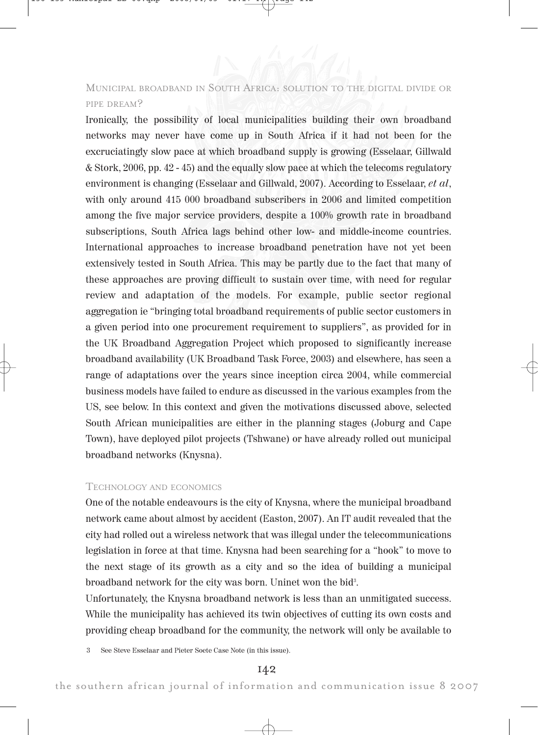## Municipal broadband in South Africa: solution to the digital divide or pipe dream?

Ironically, the possibility of local municipalities building their own broadband networks may never have come up in South Africa if it had not been for the excruciatingly slow pace at which broadband supply is growing (Esselaar, Gillwald & Stork, 2006, pp. 42 - 45) and the equally slow pace at which the telecoms regulatory environment is changing (Esselaar and Gillwald, 2007). According to Esselaar, *et al*, with only around 415 000 broadband subscribers in 2006 and limited competition among the five major service providers, despite a 100% growth rate in broadband subscriptions, South Africa lags behind other low- and middle-income countries. International approaches to increase broadband penetration have not yet been extensively tested in South Africa. This may be partly due to the fact that many of these approaches are proving difficult to sustain over time, with need for regular review and adaptation of the models. For example, public sector regional aggregation ie "bringing total broadband requirements of public sector customers in a given period into one procurement requirement to suppliers", as provided for in the UK Broadband Aggregation Project which proposed to significantly increase broadband availability (UK Broadband Task Force, 2003) and elsewhere, has seen a range of adaptations over the years since inception circa 2004, while commercial business models have failed to endure as discussed in the various examples from the US, see below. In this context and given the motivations discussed above, selected South African municipalities are either in the planning stages (Joburg and Cape Town), have deployed pilot projects (Tshwane) or have already rolled out municipal broadband networks (Knysna).

### Technology and economics

One of the notable endeavours is the city of Knysna, where the municipal broadband network came about almost by accident (Easton, 2007). An IT audit revealed that the city had rolled out a wireless network that was illegal under the telecommunications legislation in force at that time. Knysna had been searching for a "hook" to move to the next stage of its growth as a city and so the idea of building a municipal broadband network for the city was born. Uninet won the bid[3].

Unfortunately, the Knysna broadband network is less than an unmitigated success. While the municipality has achieved its twin objectives of cutting its own costs and providing cheap broadband for the community, the network will only be available to

3 See Steve Esselaar and Pieter Soete Case Note (in this issue).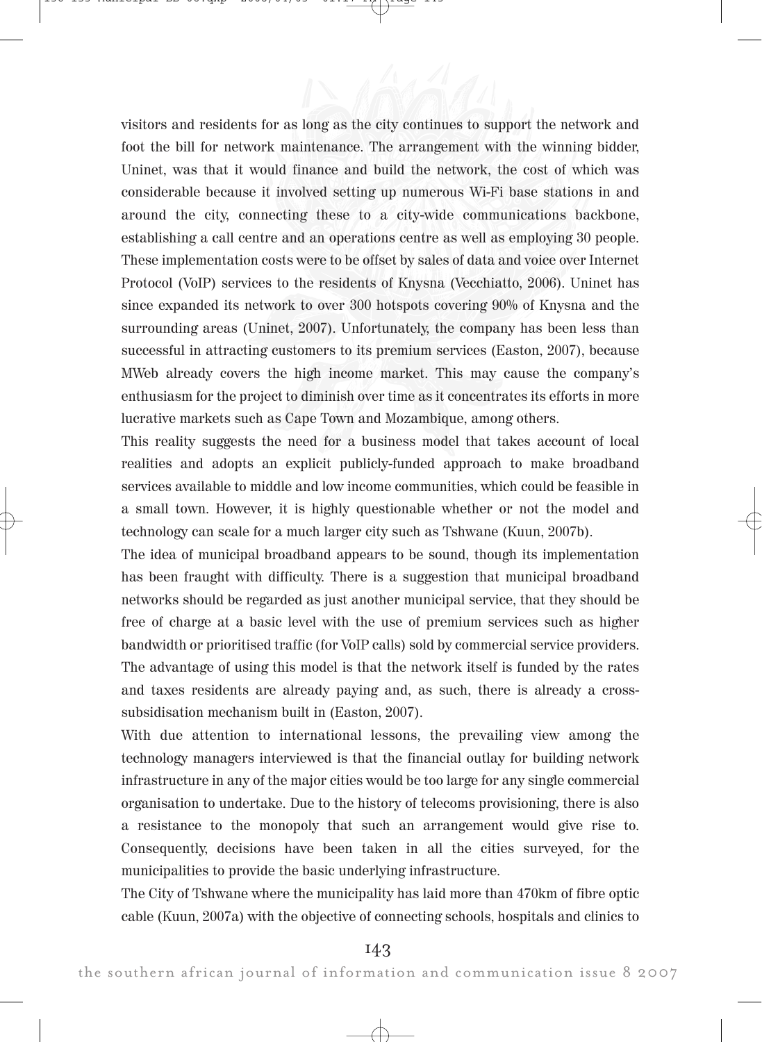visitors and residents for as long as the city continues to support the network and foot the bill for network maintenance. The arrangement with the winning bidder, Uninet, was that it would finance and build the network, the cost of which was considerable because it involved setting up numerous Wi-Fi base stations in and around the city, connecting these to a city-wide communications backbone, establishing a call centre and an operations centre as well as employing 30 people. These implementation costs were to be offset by sales of data and voice over Internet Protocol (VoIP) services to the residents of Knysna (Vecchiatto, 2006). Uninet has since expanded its network to over 300 hotspots covering 90% of Knysna and the surrounding areas (Uninet, 2007). Unfortunately, the company has been less than successful in attracting customers to its premium services (Easton, 2007), because MWeb already covers the high income market. This may cause the company's enthusiasm for the project to diminish over time as it concentrates its efforts in more lucrative markets such as Cape Town and Mozambique, among others.

This reality suggests the need for a business model that takes account of local realities and adopts an explicit publicly-funded approach to make broadband services available to middle and low income communities, which could be feasible in a small town. However, it is highly questionable whether or not the model and technology can scale for a much larger city such as Tshwane (Kuun, 2007b).

The idea of municipal broadband appears to be sound, though its implementation has been fraught with difficulty. There is a suggestion that municipal broadband networks should be regarded as just another municipal service, that they should be free of charge at a basic level with the use of premium services such as higher bandwidth or prioritised traffic (for VoIP calls) sold by commercial service providers. The advantage of using this model is that the network itself is funded by the rates and taxes residents are already paying and, as such, there is already a cross-subsidisation mechanism built in (Easton, 2007).

With due attention to international lessons, the prevailing view among the technology managers interviewed is that the financial outlay for building network infrastructure in any of the major cities would be too large for any single commercial organisation to undertake. Due to the history of telecoms provisioning, there is also a resistance to the monopoly that such an arrangement would give rise to. Consequently, decisions have been taken in all the cities surveyed, for the municipalities to provide the basic underlying infrastructure.

The City of Tshwane where the municipality has laid more than 470km of fibre optic cable (Kuun, 2007a) with the objective of connecting schools, hospitals and clinics to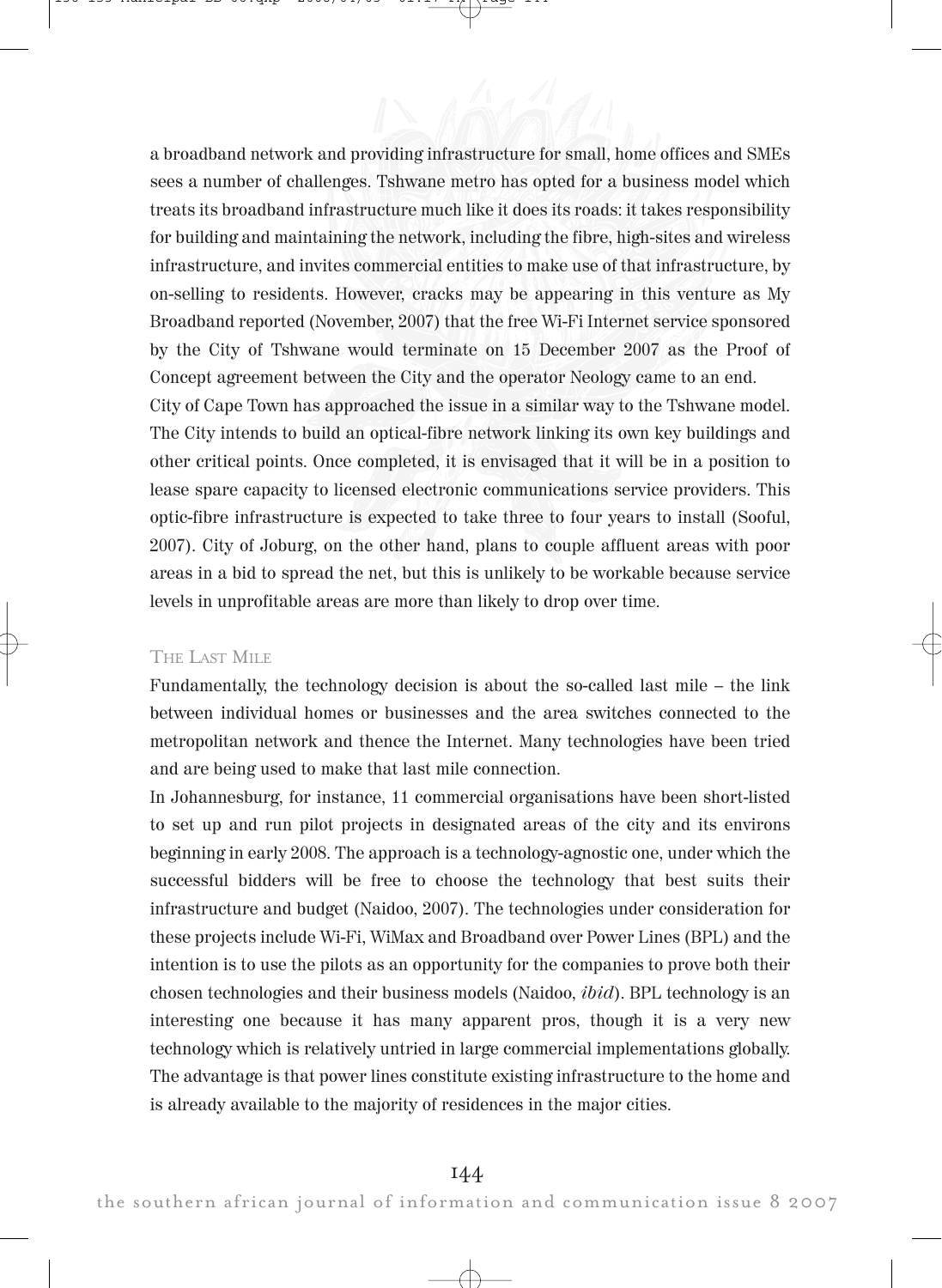a broadband network and providing infrastructure for small, home offices and SMEs sees a number of challenges. Tshwane metro has opted for a business model which treats its broadband infrastructure much like it does its roads: it takes responsibility for building and maintaining the network, including the fibre, high-sites and wireless infrastructure, and invites commercial entities to make use of that infrastructure, by on-selling to residents. However, cracks may be appearing in this venture as My Broadband reported (November, 2007) that the free Wi-Fi Internet service sponsored by the City of Tshwane would terminate on 15 December 2007 as the Proof of Concept agreement between the City and the operator Neology came to an end.

City of Cape Town has approached the issue in a similar way to the Tshwane model. The City intends to build an optical-fibre network linking its own key buildings and other critical points. Once completed, it is envisaged that it will be in a position to lease spare capacity to licensed electronic communications service providers. This optic-fibre infrastructure is expected to take three to four years to install (Sooful, 2007). City of Joburg, on the other hand, plans to couple affluent areas with poor areas in a bid to spread the net, but this is unlikely to be workable because service levels in unprofitable areas are more than likely to drop over time.

### The Last Mile

Fundamentally, the technology decision is about the so-called last mile – the link between individual homes or businesses and the area switches connected to the metropolitan network and thence the Internet. Many technologies have been tried and are being used to make that last mile connection.

In Johannesburg, for instance, 11 commercial organisations have been short-listed to set up and run pilot projects in designated areas of the city and its environs beginning in early 2008. The approach is a technology-agnostic one, under which the successful bidders will be free to choose the technology that best suits their infrastructure and budget (Naidoo, 2007). The technologies under consideration for these projects include Wi-Fi, WiMax and Broadband over Power Lines (BPL) and the intention is to use the pilots as an opportunity for the companies to prove both their chosen technologies and their business models (Naidoo, *ibid*). BPL technology is an interesting one because it has many apparent pros, though it is a very new technology which is relatively untried in large commercial implementations globally. The advantage is that power lines constitute existing infrastructure to the home and is already available to the majority of residences in the major cities.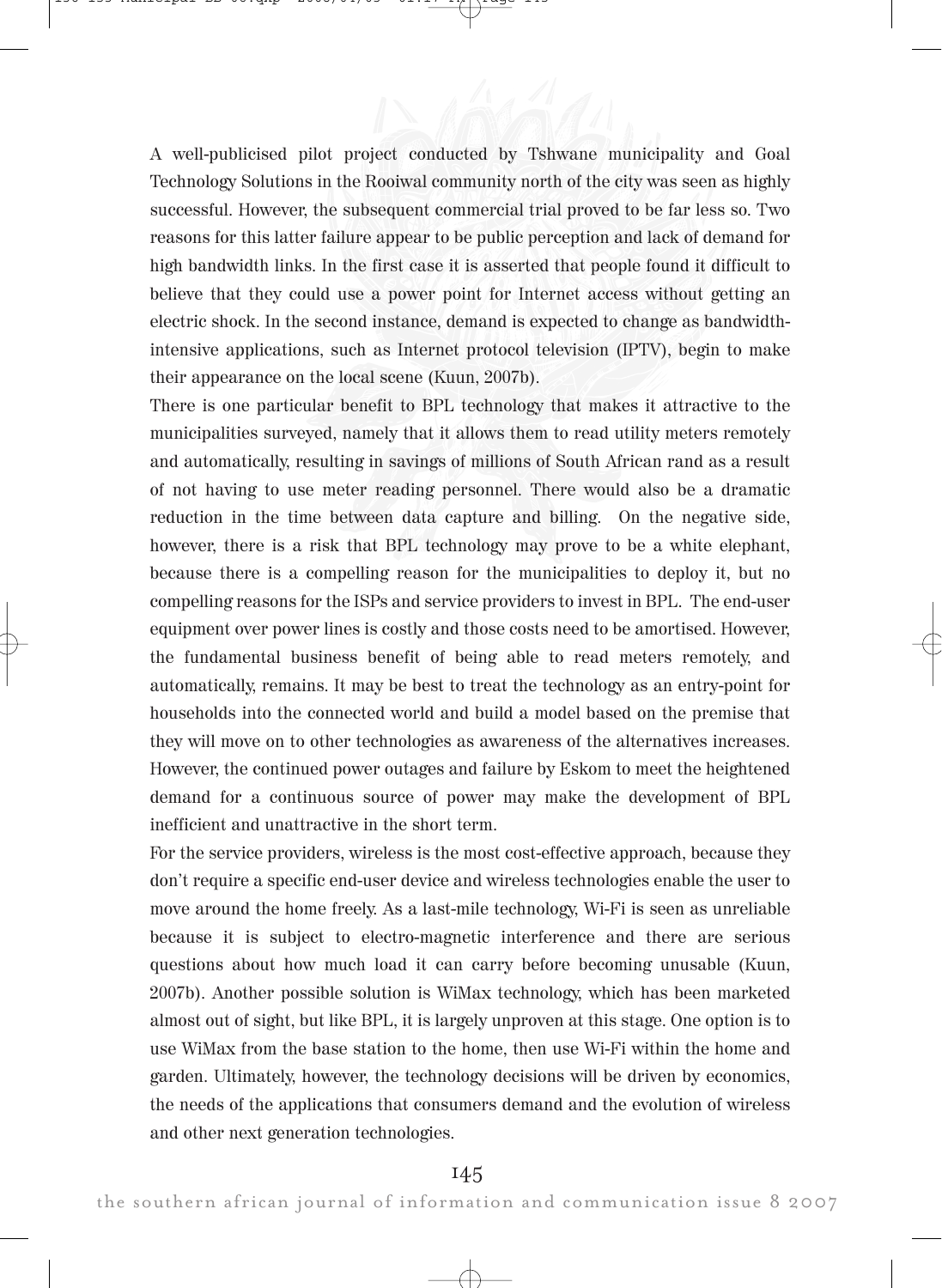A well-publicised pilot project conducted by Tshwane municipality and Goal Technology Solutions in the Rooiwal community north of the city was seen as highly successful. However, the subsequent commercial trial proved to be far less so. Two reasons for this latter failure appear to be public perception and lack of demand for high bandwidth links. In the first case it is asserted that people found it difficult to believe that they could use a power point for Internet access without getting an electric shock. In the second instance, demand is expected to change as bandwidth-intensive applications, such as Internet protocol television (IPTV), begin to make their appearance on the local scene (Kuun, 2007b).

There is one particular benefit to BPL technology that makes it attractive to the municipalities surveyed, namely that it allows them to read utility meters remotely and automatically, resulting in savings of millions of South African rand as a result of not having to use meter reading personnel. There would also be a dramatic reduction in the time between data capture and billing. On the negative side, however, there is a risk that BPL technology may prove to be a white elephant, because there is a compelling reason for the municipalities to deploy it, but no compelling reasons for the ISPs and service providers to invest in BPL. The end-user equipment over power lines is costly and those costs need to be amortised. However, the fundamental business benefit of being able to read meters remotely, and automatically, remains. It may be best to treat the technology as an entry-point for households into the connected world and build a model based on the premise that they will move on to other technologies as awareness of the alternatives increases. However, the continued power outages and failure by Eskom to meet the heightened demand for a continuous source of power may make the development of BPL inefficient and unattractive in the short term.

For the service providers, wireless is the most cost-effective approach, because they don't require a specific end-user device and wireless technologies enable the user to move around the home freely. As a last-mile technology, Wi-Fi is seen as unreliable because it is subject to electro-magnetic interference and there are serious questions about how much load it can carry before becoming unusable (Kuun, 2007b). Another possible solution is WiMax technology, which has been marketed almost out of sight, but like BPL, it is largely unproven at this stage. One option is to use WiMax from the base station to the home, then use Wi-Fi within the home and garden. Ultimately, however, the technology decisions will be driven by economics, the needs of the applications that consumers demand and the evolution of wireless and other next generation technologies.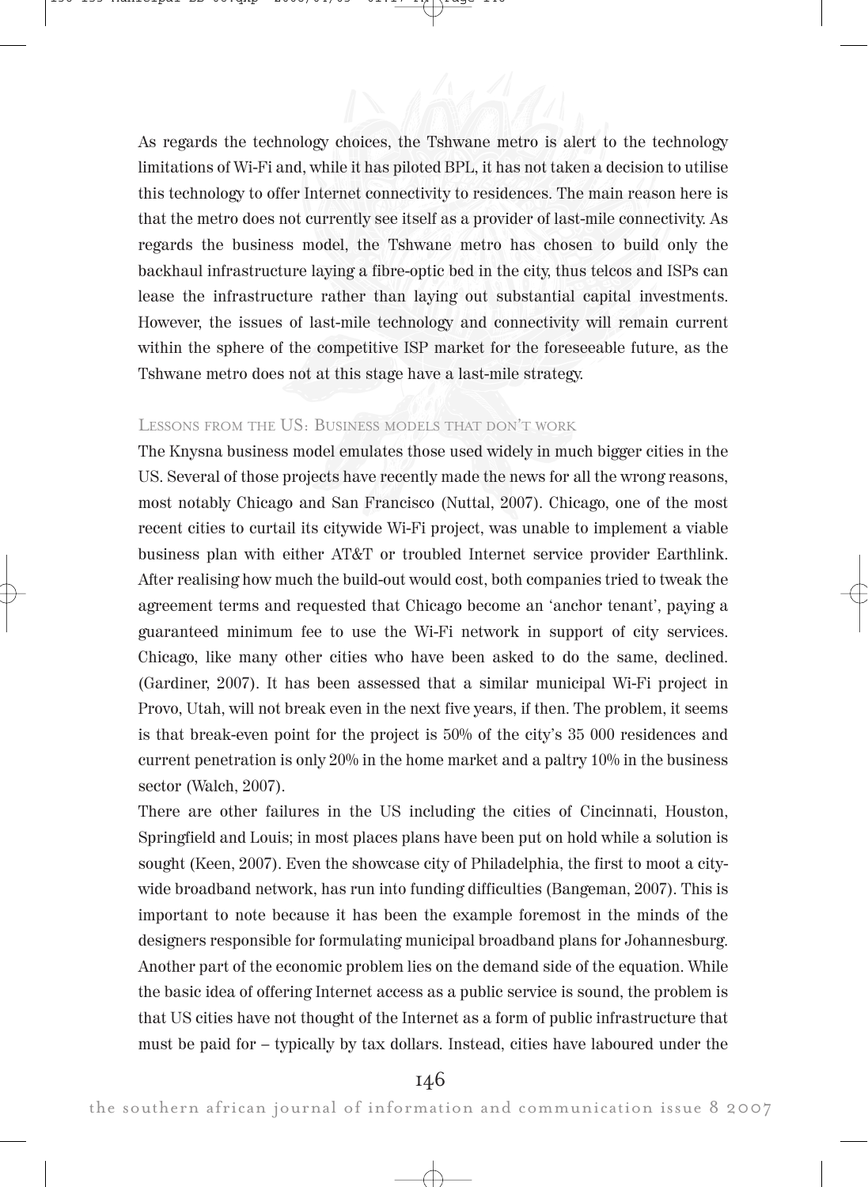As regards the technology choices, the Tshwane metro is alert to the technology limitations of Wi-Fi and, while it has piloted BPL, it has not taken a decision to utilise this technology to offer Internet connectivity to residences. The main reason here is that the metro does not currently see itself as a provider of last-mile connectivity. As regards the business model, the Tshwane metro has chosen to build only the backhaul infrastructure laying a fibre-optic bed in the city, thus telcos and ISPs can lease the infrastructure rather than laying out substantial capital investments. However, the issues of last-mile technology and connectivity will remain current within the sphere of the competitive ISP market for the foreseeable future, as the Tshwane metro does not at this stage have a last-mile strategy.

### Lessons from the US: Business models that don't work

The Knysna business model emulates those used widely in much bigger cities in the US. Several of those projects have recently made the news for all the wrong reasons, most notably Chicago and San Francisco (Nuttal, 2007). Chicago, one of the most recent cities to curtail its citywide Wi-Fi project, was unable to implement a viable business plan with either AT&T or troubled Internet service provider Earthlink. After realising how much the build-out would cost, both companies tried to tweak the agreement terms and requested that Chicago become an 'anchor tenant', paying a guaranteed minimum fee to use the Wi-Fi network in support of city services. Chicago, like many other cities who have been asked to do the same, declined. (Gardiner, 2007). It has been assessed that a similar municipal Wi-Fi project in Provo, Utah, will not break even in the next five years, if then. The problem, it seems is that break-even point for the project is 50% of the city's 35 000 residences and current penetration is only 20% in the home market and a paltry 10% in the business sector (Walch, 2007).

There are other failures in the US including the cities of Cincinnati, Houston, Springfield and Louis; in most places plans have been put on hold while a solution is sought (Keen, 2007). Even the showcase city of Philadelphia, the first to moot a city-wide broadband network, has run into funding difficulties (Bangeman, 2007). This is important to note because it has been the example foremost in the minds of the designers responsible for formulating municipal broadband plans for Johannesburg. Another part of the economic problem lies on the demand side of the equation. While the basic idea of offering Internet access as a public service is sound, the problem is that US cities have not thought of the Internet as a form of public infrastructure that must be paid for – typically by tax dollars. Instead, cities have laboured under the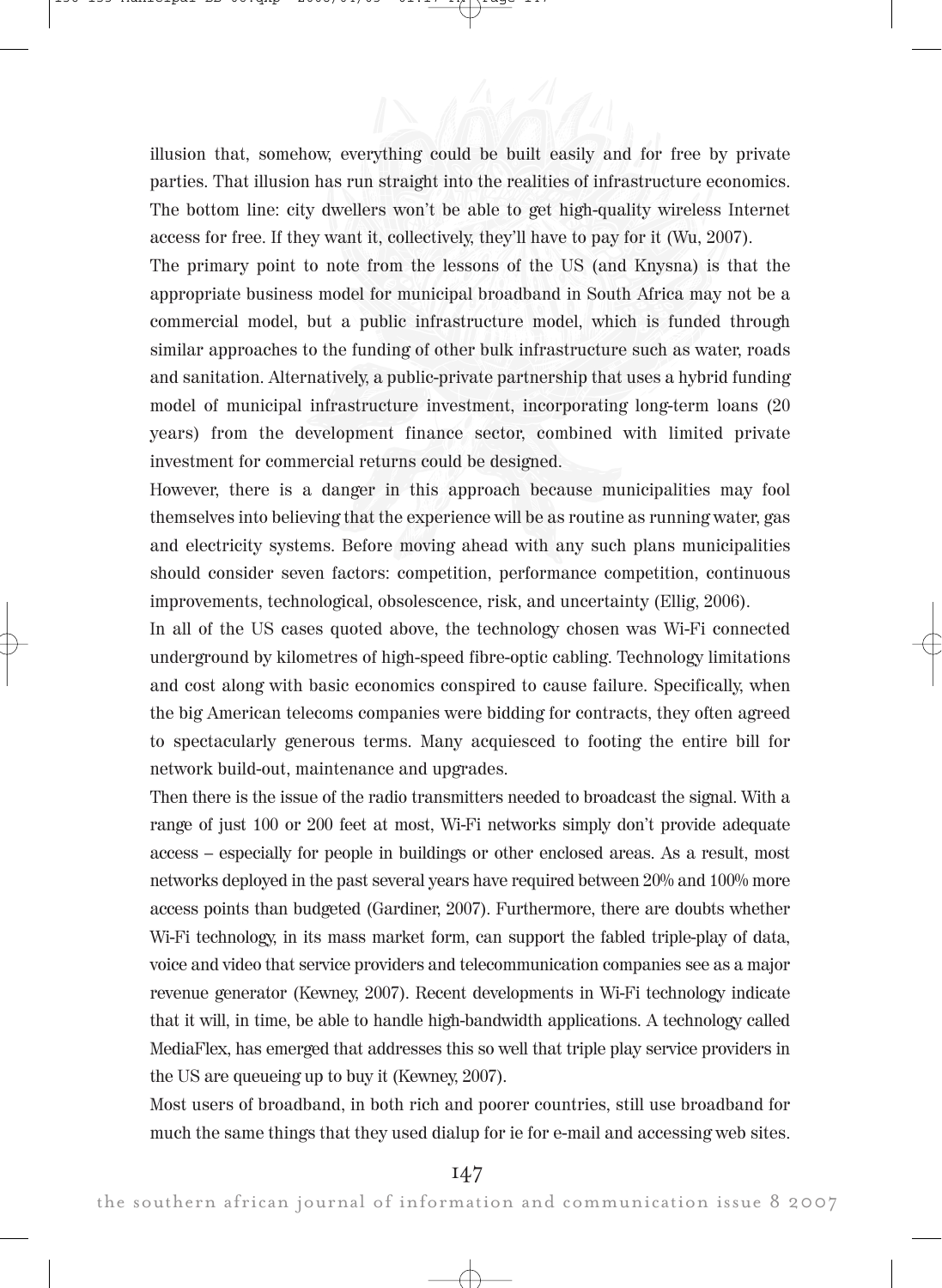illusion that, somehow, everything could be built easily and for free by private parties. That illusion has run straight into the realities of infrastructure economics. The bottom line: city dwellers won't be able to get high-quality wireless Internet access for free. If they want it, collectively, they'll have to pay for it (Wu, 2007).

The primary point to note from the lessons of the US (and Knysna) is that the appropriate business model for municipal broadband in South Africa may not be a commercial model, but a public infrastructure model, which is funded through similar approaches to the funding of other bulk infrastructure such as water, roads and sanitation. Alternatively, a public-private partnership that uses a hybrid funding model of municipal infrastructure investment, incorporating long-term loans (20 years) from the development finance sector, combined with limited private investment for commercial returns could be designed.

However, there is a danger in this approach because municipalities may fool themselves into believing that the experience will be as routine as running water, gas and electricity systems. Before moving ahead with any such plans municipalities should consider seven factors: competition, performance competition, continuous improvements, technological, obsolescence, risk, and uncertainty (Ellig, 2006).

In all of the US cases quoted above, the technology chosen was Wi-Fi connected underground by kilometres of high-speed fibre-optic cabling. Technology limitations and cost along with basic economics conspired to cause failure. Specifically, when the big American telecoms companies were bidding for contracts, they often agreed to spectacularly generous terms. Many acquiesced to footing the entire bill for network build-out, maintenance and upgrades.

Then there is the issue of the radio transmitters needed to broadcast the signal. With a range of just 100 or 200 feet at most, Wi-Fi networks simply don't provide adequate access – especially for people in buildings or other enclosed areas. As a result, most networks deployed in the past several years have required between 20% and 100% more access points than budgeted (Gardiner, 2007). Furthermore, there are doubts whether Wi-Fi technology, in its mass market form, can support the fabled triple-play of data, voice and video that service providers and telecommunication companies see as a major revenue generator (Kewney, 2007). Recent developments in Wi-Fi technology indicate that it will, in time, be able to handle high-bandwidth applications. A technology called MediaFlex, has emerged that addresses this so well that triple play service providers in the US are queueing up to buy it (Kewney, 2007).

Most users of broadband, in both rich and poorer countries, still use broadband for much the same things that they used dialup for ie for e-mail and accessing web sites.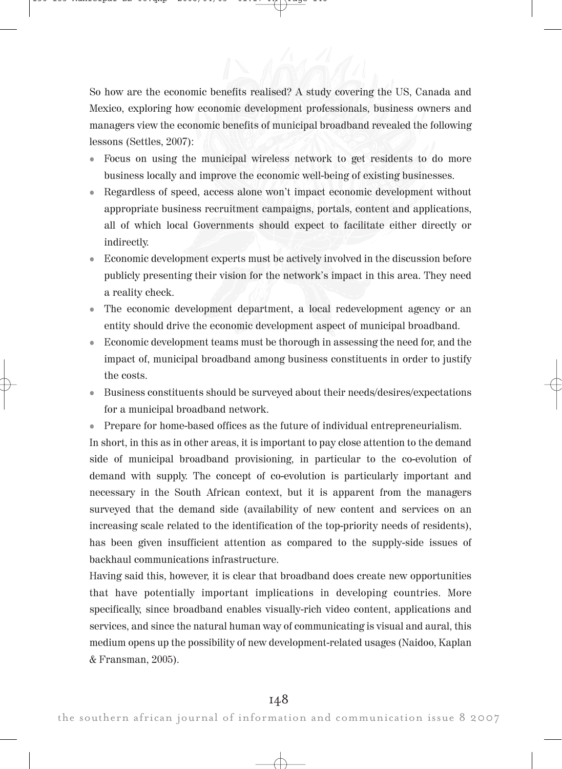So how are the economic benefits realised? A study covering the US, Canada and Mexico, exploring how economic development professionals, business owners and managers view the economic benefits of municipal broadband revealed the following lessons (Settles, 2007):

- Focus on using the municipal wireless network to get residents to do more business locally and improve the economic well-being of existing businesses.
- Regardless of speed, access alone won't impact economic development without appropriate business recruitment campaigns, portals, content and applications, all of which local Governments should expect to facilitate either directly or indirectly.
- Economic development experts must be actively involved in the discussion before publicly presenting their vision for the network's impact in this area. They need a reality check.
- The economic development department, a local redevelopment agency or an entity should drive the economic development aspect of municipal broadband.
- Economic development teams must be thorough in assessing the need for, and the impact of, municipal broadband among business constituents in order to justify the costs.
- Business constituents should be surveyed about their needs/desires/expectations for a municipal broadband network.
- Prepare for home-based offices as the future of individual entrepreneurialism.

In short, in this as in other areas, it is important to pay close attention to the demand side of municipal broadband provisioning, in particular to the co-evolution of demand with supply. The concept of co-evolution is particularly important and necessary in the South African context, but it is apparent from the managers surveyed that the demand side (availability of new content and services on an increasing scale related to the identification of the top-priority needs of residents), has been given insufficient attention as compared to the supply-side issues of backhaul communications infrastructure.

Having said this, however, it is clear that broadband does create new opportunities that have potentially important implications in developing countries. More specifically, since broadband enables visually-rich video content, applications and services, and since the natural human way of communicating is visual and aural, this medium opens up the possibility of new development-related usages (Naidoo, Kaplan & Fransman, 2005).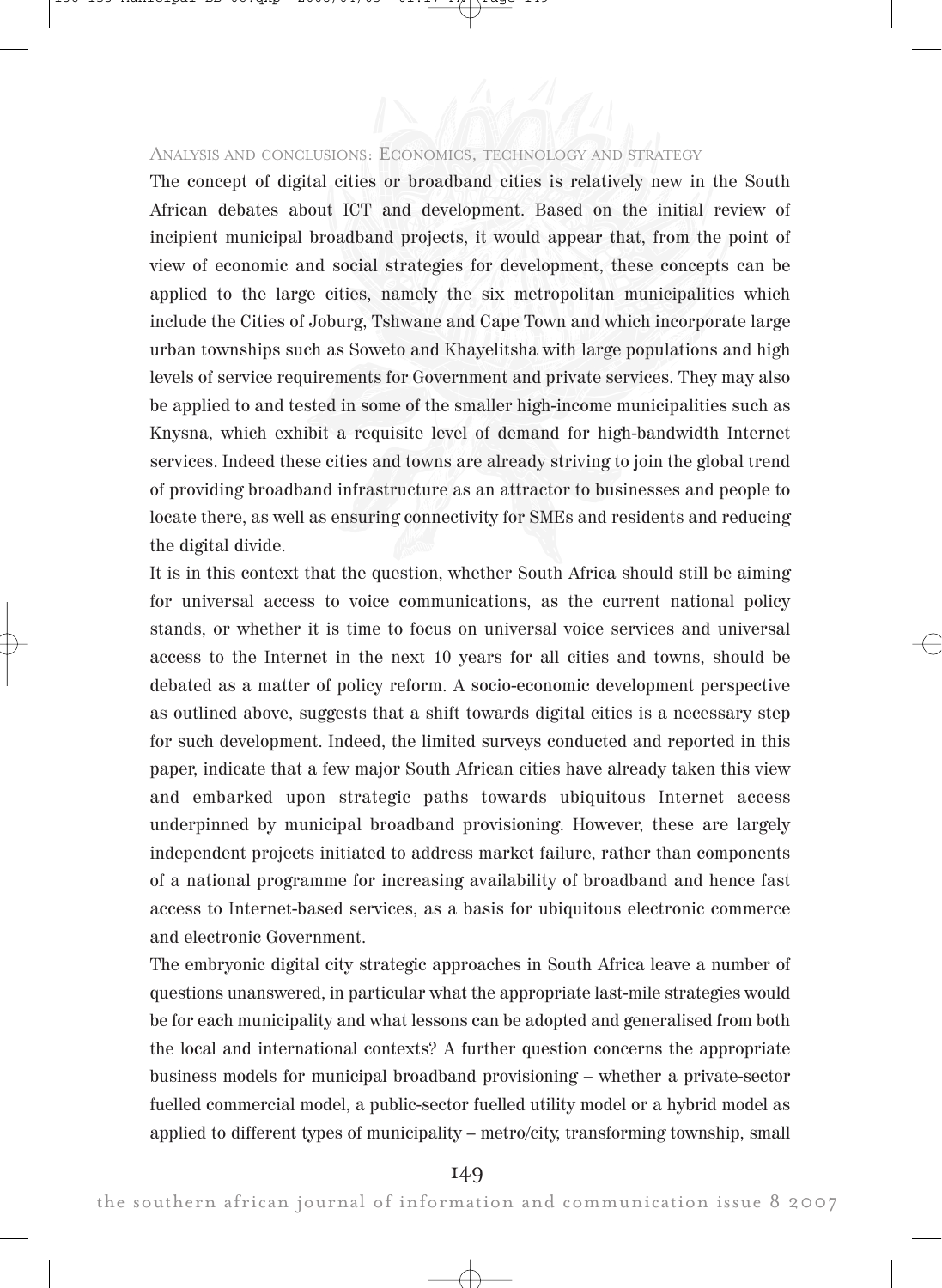## Analysis and conclusions: Economics, technology and strategy

The concept of digital cities or broadband cities is relatively new in the South African debates about ICT and development. Based on the initial review of incipient municipal broadband projects, it would appear that, from the point of view of economic and social strategies for development, these concepts can be applied to the large cities, namely the six metropolitan municipalities which include the Cities of Joburg, Tshwane and Cape Town and which incorporate large urban townships such as Soweto and Khayelitsha with large populations and high levels of service requirements for Government and private services. They may also be applied to and tested in some of the smaller high-income municipalities such as Knysna, which exhibit a requisite level of demand for high-bandwidth Internet services. Indeed these cities and towns are already striving to join the global trend of providing broadband infrastructure as an attractor to businesses and people to locate there, as well as ensuring connectivity for SMEs and residents and reducing the digital divide.

It is in this context that the question, whether South Africa should still be aiming for universal access to voice communications, as the current national policy stands, or whether it is time to focus on universal voice services and universal access to the Internet in the next 10 years for all cities and towns, should be debated as a matter of policy reform. A socio-economic development perspective as outlined above, suggests that a shift towards digital cities is a necessary step for such development. Indeed, the limited surveys conducted and reported in this paper, indicate that a few major South African cities have already taken this view and embarked upon strategic paths towards ubiquitous Internet access underpinned by municipal broadband provisioning. However, these are largely independent projects initiated to address market failure, rather than components of a national programme for increasing availability of broadband and hence fast access to Internet-based services, as a basis for ubiquitous electronic commerce and electronic Government.

The embryonic digital city strategic approaches in South Africa leave a number of questions unanswered, in particular what the appropriate last-mile strategies would be for each municipality and what lessons can be adopted and generalised from both the local and international contexts? A further question concerns the appropriate business models for municipal broadband provisioning – whether a private-sector fuelled commercial model, a public-sector fuelled utility model or a hybrid model as applied to different types of municipality – metro/city, transforming township, small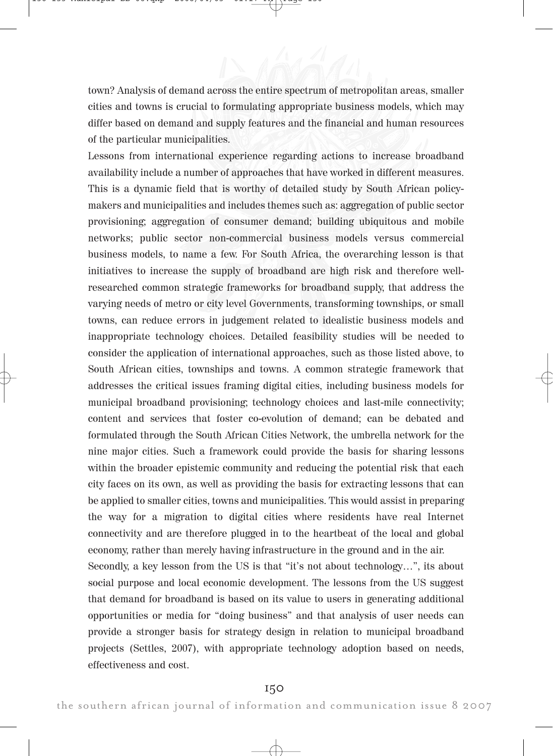town? Analysis of demand across the entire spectrum of metropolitan areas, smaller cities and towns is crucial to formulating appropriate business models, which may differ based on demand and supply features and the financial and human resources of the particular municipalities.

Lessons from international experience regarding actions to increase broadband availability include a number of approaches that have worked in different measures. This is a dynamic field that is worthy of detailed study by South African policy-makers and municipalities and includes themes such as: aggregation of public sector provisioning; aggregation of consumer demand; building ubiquitous and mobile networks; public sector non-commercial business models versus commercial business models, to name a few. For South Africa, the overarching lesson is that initiatives to increase the supply of broadband are high risk and therefore well-researched common strategic frameworks for broadband supply, that address the varying needs of metro or city level Governments, transforming townships, or small towns, can reduce errors in judgement related to idealistic business models and inappropriate technology choices. Detailed feasibility studies will be needed to consider the application of international approaches, such as those listed above, to South African cities, townships and towns. A common strategic framework that addresses the critical issues framing digital cities, including business models for municipal broadband provisioning; technology choices and last-mile connectivity; content and services that foster co-evolution of demand; can be debated and formulated through the South African Cities Network, the umbrella network for the nine major cities. Such a framework could provide the basis for sharing lessons within the broader epistemic community and reducing the potential risk that each city faces on its own, as well as providing the basis for extracting lessons that can be applied to smaller cities, towns and municipalities. This would assist in preparing the way for a migration to digital cities where residents have real Internet connectivity and are therefore plugged in to the heartbeat of the local and global economy, rather than merely having infrastructure in the ground and in the air.

Secondly, a key lesson from the US is that "it's not about technology…", its about social purpose and local economic development. The lessons from the US suggest that demand for broadband is based on its value to users in generating additional opportunities or media for "doing business" and that analysis of user needs can provide a stronger basis for strategy design in relation to municipal broadband projects (Settles, 2007), with appropriate technology adoption based on needs, effectiveness and cost.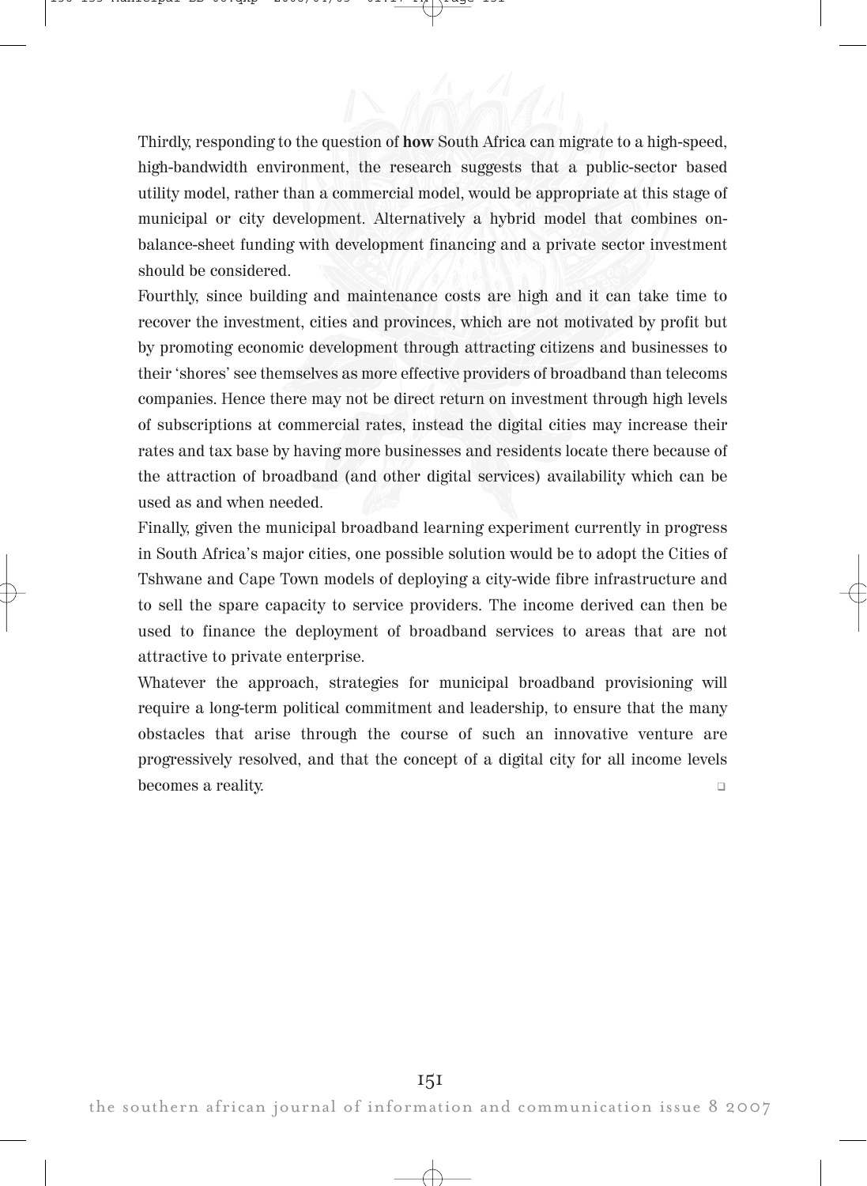Thirdly, responding to the question of **how** South Africa can migrate to a high-speed, high-bandwidth environment, the research suggests that a public-sector based utility model, rather than a commercial model, would be appropriate at this stage of municipal or city development. Alternatively a hybrid model that combines on-balance-sheet funding with development financing and a private sector investment should be considered.

Fourthly, since building and maintenance costs are high and it can take time to recover the investment, cities and provinces, which are not motivated by profit but by promoting economic development through attracting citizens and businesses to their 'shores' see themselves as more effective providers of broadband than telecoms companies. Hence there may not be direct return on investment through high levels of subscriptions at commercial rates, instead the digital cities may increase their rates and tax base by having more businesses and residents locate there because of the attraction of broadband (and other digital services) availability which can be used as and when needed.

Finally, given the municipal broadband learning experiment currently in progress in South Africa's major cities, one possible solution would be to adopt the Cities of Tshwane and Cape Town models of deploying a city-wide fibre infrastructure and to sell the spare capacity to service providers. The income derived can then be used to finance the deployment of broadband services to areas that are not attractive to private enterprise.

Whatever the approach, strategies for municipal broadband provisioning will require a long-term political commitment and leadership, to ensure that the many obstacles that arise through the course of such an innovative venture are progressively resolved, and that the concept of a digital city for all income levels becomes a reality. ❑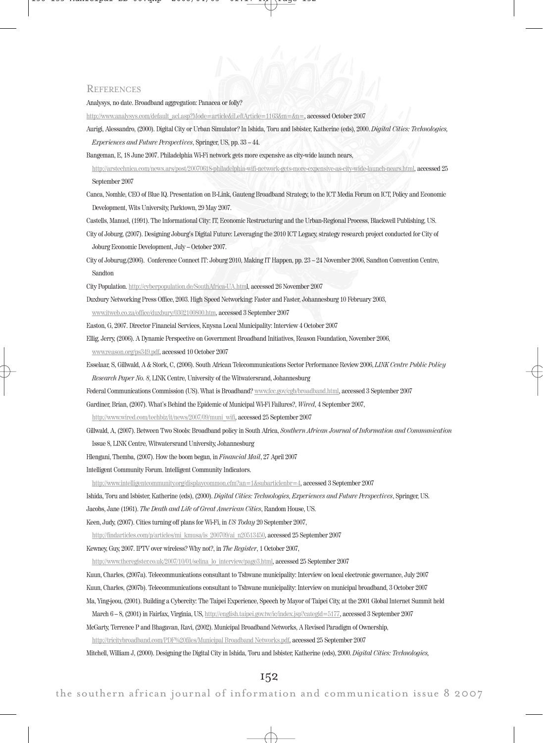## REFERENCES

Analysys, no date. Broadband aggregation: Panacea or folly?

http://www.analysys.com/default_acl.asp?Mode=article&iLeftArticle=1163&m=&n=, accessed October 2007

Aurigi, Alessandro, (2000). Digital City or Urban Simulator? In Ishida, Toru and Isbister, Katherine (eds), 2000. *Digital Cities: Technologies, Experiences and Future Perspectives*, Springer, US, pp. 33 – 44.

Bangeman, E, 18 June 2007. Philadelphia Wi-Fi network gets more expensive as city-wide launch nears, http://arstechnica.com/news.ars/post/20070618-philadelphia-wifi-network-gets-more-expensive-as-city-wide-launch-nears.html, accessed 25 September 2007

Canca, Nomhle, CEO of Blue IQ. Presentation on B-Link, Gauteng Broadband Strategy, to the ICT Media Forum on ICT, Policy and Economic Development, Wits University, Parktown, 29 May 2007.

Castells, Manuel, (1991). The Informational City: IT, Economic Restructuring and the Urban-Regional Process, Blackwell Publishing, US.

City of Joburg, (2007). Designing Joburg's Digital Future: Leveraging the 2010 ICT Legacy, strategy research project conducted for City of Joburg Economic Development, July – October 2007.

City of Joburug,(2006). Conference Connect IT: Joburg 2010, Making IT Happen, pp. 23 – 24 November 2006, Sandton Convention Centre, Sandton

City Population. http://cyberpopulation.de/SouthAfrica-UA.html, accessed 26 November 2007

Duxbury Networking Press Office, 2003. High Speed Networking: Faster and Faster, Johannesburg 10 February 2003, www.itweb.co.za/office/duxbury/0302100800.htm, accessed 3 September 2007

Easton, G, 2007. Director Financial Services, Knysna Local Municipality: Interview 4 October 2007

Ellig, Jerry, (2006). A Dynamic Perspective on Government Broadband Initiatives, Reason Foundation, November 2006, www.reason.org/ps349.pdf, accessed 10 October 2007

Esselaar, S, Gillwald, A & Stork, C, (2006). South African Telecommunications Sector Performance Review 2006, *LINK Centre Public Policy Research Paper No. 8*, LINK Centre, University of the Witwatersrand, Johannesburg

Federal Communications Commission (US). What is Broadband? www.fcc.gov/cgb/broadband.html, accessed 3 September 2007

Gardiner, Brian, (2007). What's Behind the Epidemic of Municipal Wi-Fi Failures?, *Wired*, 4 September 2007, http://www.wired.com/techbiz/it/news/2007/09/muni_wifi, accessed 25 September 2007

Gillwald, A, (2007). Between Two Stools: Broadband policy in South Africa, *Southern African Journal of Information and Communication* Issue 8, LINK Centre, Witwatersrand University, Johannesburg

Hlengani, Themba, (2007). How the boom began, in *Financial Mail*, 27 April 2007

Intelligent Community Forum. Intelligent Community Indicators. http://www.intelligentcommunity.org/displaycommon.cfm?an=1&subarticlenbr=4, accessed 3 September 2007

Ishida, Toru and Isbister, Katherine (eds), (2000). *Digital Cities: Technologies, Experiences and Future Perspectives*, Springer, US.

Jacobs, Jane (1961). *The Death and Life of Great American Cities*, Random House, US.

Keen, Judy, (2007). Cities turning off plans for Wi-Fi, in *US Today* 20 September 2007, http://findarticles.com/p/articles/mi_kmusa/is_200709/ai_n20513450, accessed 25 September 2007

Kewney, Guy, 2007. IPTV over wireless? Why not?, in *The Register*, 1 October 2007, http://www.theregister.co.uk/2007/10/01/selina_lo_interview/page3.html, accessed 25 September 2007

Kuun, Charles, (2007a). Telecommunications consultant to Tshwane municipality: Interview on local electronic governance, July 2007

Kuun, Charles, (2007b). Telecommunications consultant to Tshwane municipality: Interview on municipal broadband, 3 October 2007

Ma, Ying-jeou, (2001). Building a Cybercity: The Taipei Experience, Speech by Mayor of Taipei City, at the 2001 Global Internet Summit held March 6 – 8, (2001) in Fairfax, Virginia, US, http://english.taipei.gov.tw/ic/index.jsp?categid=5177, accessed 3 September 2007

McGarty, Terrence P and Bhagavan, Ravi, (2002). Municipal Broadband Networks, A Revised Paradigm of Ownership, http://tricitybroadband.com/PDF%20files/Municipal Broadband Networks.pdf, accessed 25 September 2007

Mitchell, William J, (2000). Designing the Digital City in Ishida, Toru and Isbister, Katherine (eds), 2000. *Digital Cities: Technologies,*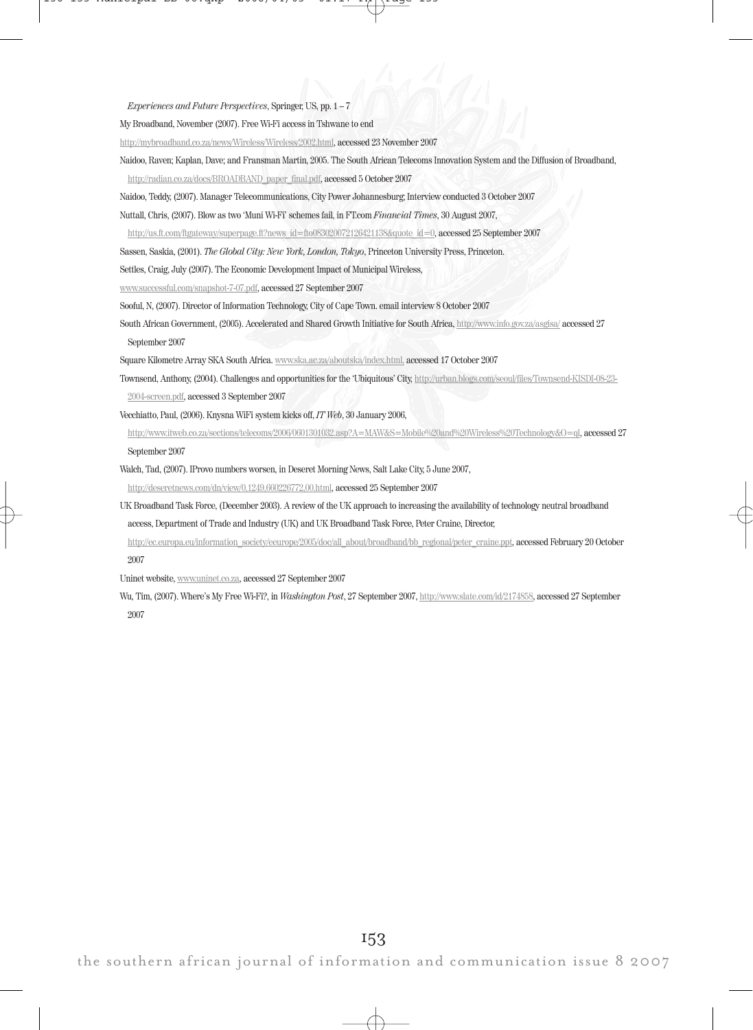*Experiences and Future Perspectives*, Springer, US, pp. 1 – 7

My Broadband, November (2007). Free Wi-Fi access in Tshwane to end http://mybroadband.co.za/news/Wireless/Wireless/2002.html, accessed 23 November 2007

Naidoo, Raven; Kaplan, Dave; and Fransman Martin, 2005. The South African Telecoms Innovation System and the Diffusion of Broadband, http://radian.co.za/docs/BROADBAND_paper_final.pdf, accessed 5 October 2007

Naidoo, Teddy, (2007). Manager Telecommunications, City Power Johannesburg; Interview conducted 3 October 2007

Nuttall, Chris, (2007). Blow as two 'Muni Wi-Fi' schemes fail, in FT.com *Financial Times*, 30 August 2007, http://us.ft.com/ftgateway/superpage.ft?news_id=fto083020072126421138&quote_id=0, accessed 25 September 2007

Sassen, Saskia, (2001). *The Global City: New York, London, Tokyo*, Princeton University Press, Princeton.

Settles, Craig, July (2007). The Economic Development Impact of Municipal Wireless, www.successful.com/snapshot-7-07.pdf, accessed 27 September 2007

Sooful, N, (2007). Director of Information Technology, City of Cape Town. email interview 8 October 2007

South African Government, (2005). Accelerated and Shared Growth Initiative for South Africa, http://www.info.gov.za/asgisa/ accessed 27 September 2007

Square Kilometre Array SKA South Africa. www.ska.ac.za/aboutska/index.html, accessed 17 October 2007

Townsend, Anthony, (2004). Challenges and opportunities for the 'Ubiquitous' City, http://urban.blogs.com/seoul/files/Townsend-KISDI-08-23-2004-screen.pdf, accessed 3 September 2007

Vecchiatto, Paul, (2006). Knysna WiFi system kicks off, *IT Web*, 30 January 2006, http://www.itweb.co.za/sections/telecoms/2006/0601301032.asp?A=MAW&S=Mobile%20and%20Wireless%20Technology&O=ql, accessed 27 September 2007

Walch, Tad, (2007). IProvo numbers worsen, in Deseret Morning News, Salt Lake City, 5 June 2007, http://deseretnews.com/dn/view/0,1249,660226772,00.html, accessed 25 September 2007

UK Broadband Task Force, (December 2003). A review of the UK approach to increasing the availability of technology neutral broadband access, Department of Trade and Industry (UK) and UK Broadband Task Force, Peter Craine, Director, http://ec.europa.eu/information_society/eeurope/2005/doc/all_about/broadband/bb_regional/peter_craine.ppt, accessed February 20 October 2007

Uninet website, www.uninet.co.za, accessed 27 September 2007

Wu, Tim, (2007). Where's My Free Wi-Fi?, in *Washington Post*, 27 September 2007, http://www.slate.com/id/2174858, accessed 27 September 2007